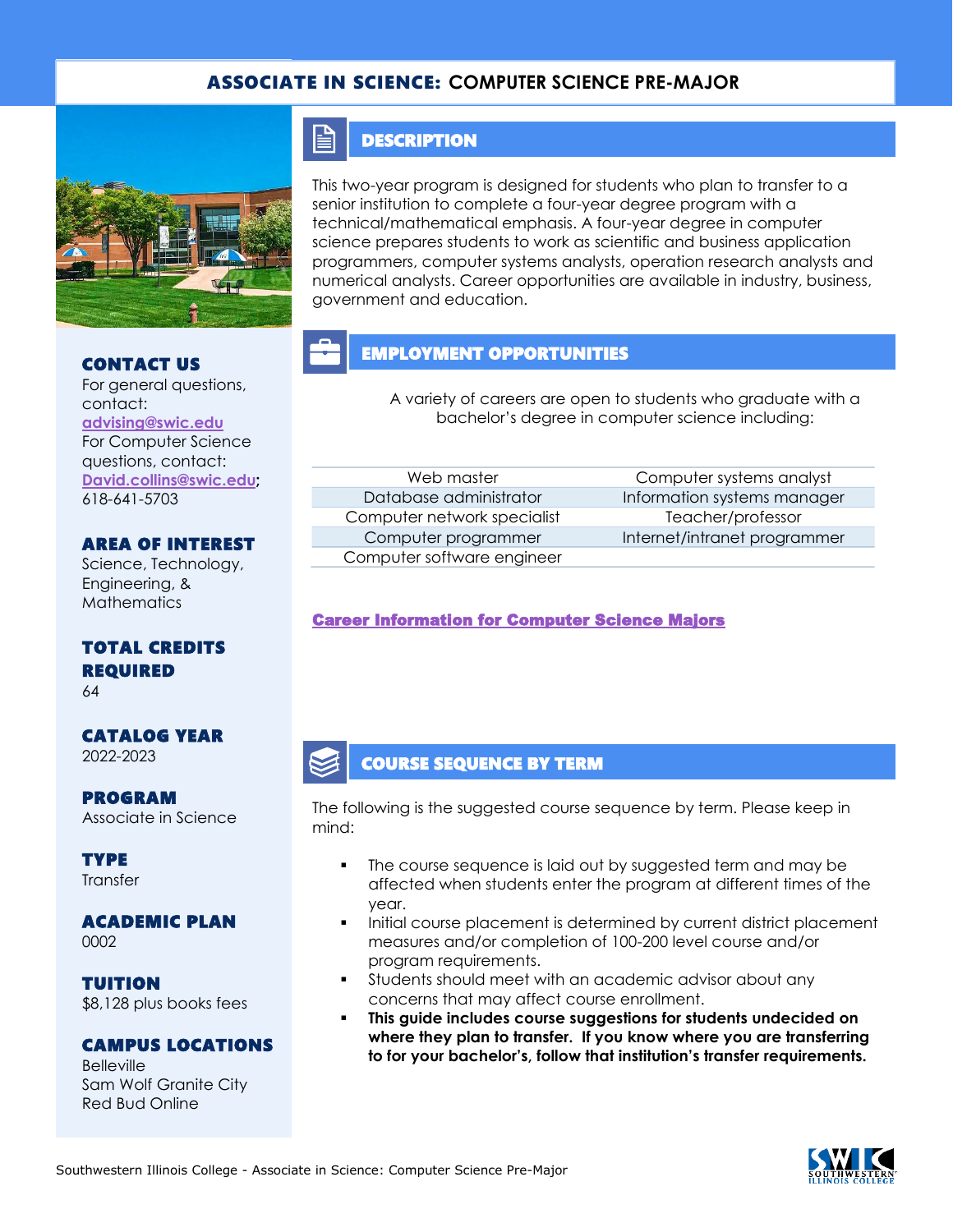# ASSOCIATE IN SCIENCE: COMPUTER SCIENCE PRE-MAJOR

## CONTACT US

For general questions, contact: advising@swic.edu

For Computer Science questions, contact: David.collins@swic.edu; 618-641-5703

## AREA OF INTEREST

Science, Technology, Engineering, & Mathematics

## TOTAL CREDITS REQUIRED

64

## CATALOG YEAR

2022-2023

## PROGRAM

Associate in Science

## TYPE

Transfer

## ACADEMIC PLAN

0002

## TUITION

$8,128 plus books fees

## CAMPUS LOCATIONS

Belleville
Sam Wolf Granite City
Red Bud Online

## DESCRIPTION

This two-year program is designed for students who plan to transfer to a senior institution to complete a four-year degree program with a technical/mathematical emphasis. A four-year degree in computer science prepares students to work as scientific and business application programmers, computer systems analysts, operation research analysts and numerical analysts. Career opportunities are available in industry, business, government and education.

## EMPLOYMENT OPPORTUNITIES

A variety of careers are open to students who graduate with a bachelor's degree in computer science including:

| | |
|---|---|
| Web master | Computer systems analyst |
| Database administrator | Information systems manager |
| Computer network specialist | Teacher/professor |
| Computer programmer | Internet/intranet programmer |
| Computer software engineer | |

**Career Information for Computer Science Majors**

## COURSE SEQUENCE BY TERM

The following is the suggested course sequence by term. Please keep in mind:

- The course sequence is laid out by suggested term and may be affected when students enter the program at different times of the year.
- Initial course placement is determined by current district placement measures and/or completion of 100-200 level course and/or program requirements.
- Students should meet with an academic advisor about any concerns that may affect course enrollment.
- **This guide includes course suggestions for students undecided on where they plan to transfer. If you know where you are transferring to for your bachelor's, follow that institution's transfer requirements.**

Southwestern Illinois College - Associate in Science: Computer Science Pre-Major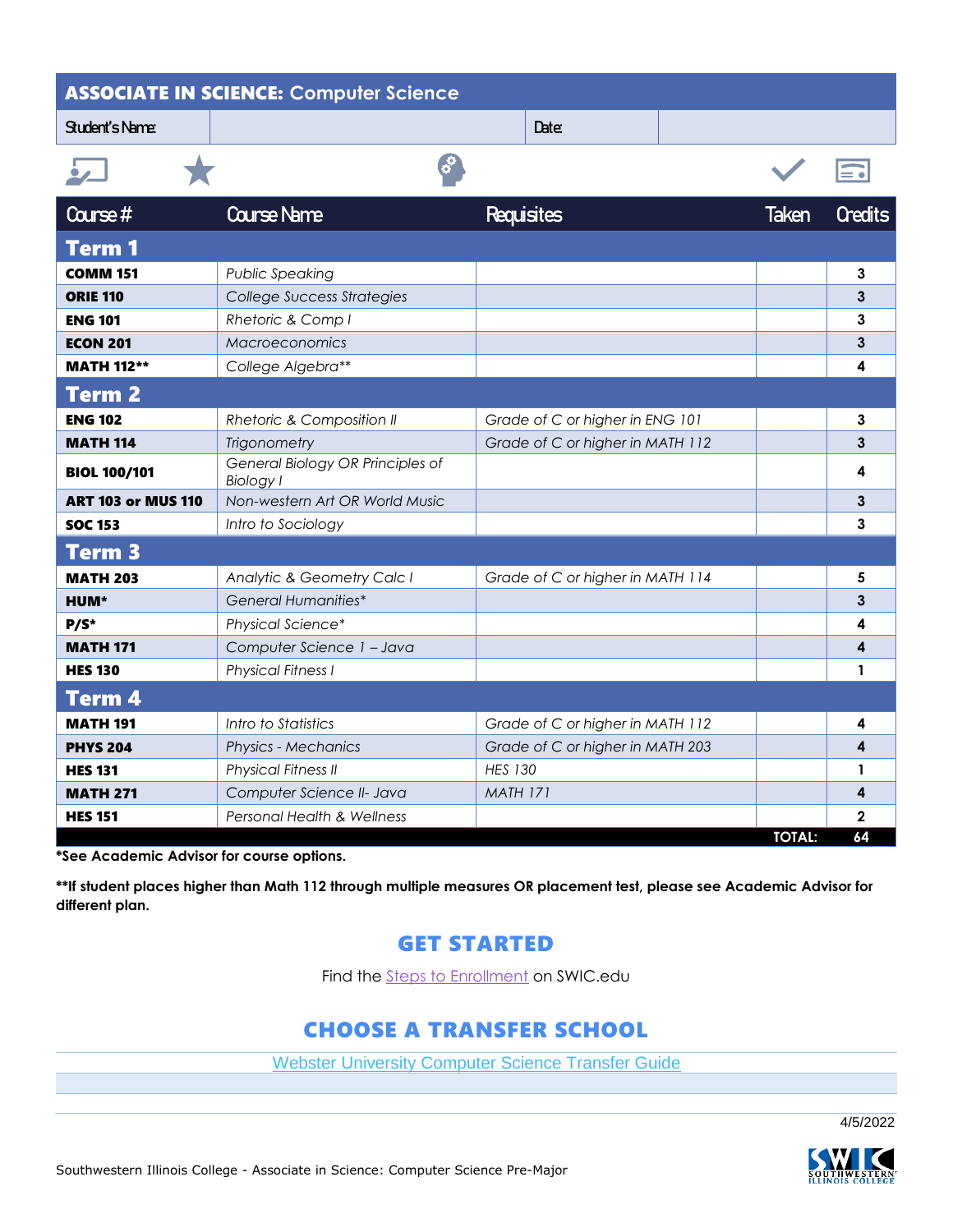# ASSOCIATE IN SCIENCE: Computer Science

| Student's Name: | | Date: | |
|---|---|---|---|

| Course # | Course Name | Requisites | Taken | Credits |
|---|---|---|---|---|
| **Term 1** | | | | |
| **COMM 151** | *Public Speaking* | | | 3 |
| **ORIE 110** | *College Success Strategies* | | | 3 |
| **ENG 101** | *Rhetoric & Comp I* | | | 3 |
| **ECON 201** | *Macroeconomics* | | | 3 |
| **MATH 112**** | *College Algebra*** | | | 4 |
| **Term 2** | | | | |
| **ENG 102** | *Rhetoric & Composition II* | *Grade of C or higher in ENG 101* | | 3 |
| **MATH 114** | *Trigonometry* | *Grade of C or higher in MATH 112* | | 3 |
| **BIOL 100/101** | *General Biology OR Principles of Biology I* | | | 4 |
| **ART 103 or MUS 110** | *Non-western Art OR World Music* | | | 3 |
| **SOC 153** | *Intro to Sociology* | | | 3 |
| **Term 3** | | | | |
| **MATH 203** | *Analytic & Geometry Calc I* | *Grade of C or higher in MATH 114* | | 5 |
| **HUM*** | *General Humanities** | | | 3 |
| **P/S*** | *Physical Science** | | | 4 |
| **MATH 171** | *Computer Science 1 – Java* | | | 4 |
| **HES 130** | *Physical Fitness I* | | | 1 |
| **Term 4** | | | | |
| **MATH 191** | *Intro to Statistics* | *Grade of C or higher in MATH 112* | | 4 |
| **PHYS 204** | *Physics - Mechanics* | *Grade of C or higher in MATH 203* | | 4 |
| **HES 131** | *Physical Fitness II* | *HES 130* | | 1 |
| **MATH 271** | *Computer Science II- Java* | *MATH 171* | | 4 |
| **HES 151** | *Personal Health & Wellness* | | | 2 |
| | | | **TOTAL:** | **64** |

***See Academic Advisor for course options.**

****If student places higher than Math 112 through multiple measures OR placement test, please see Academic Advisor for different plan.**

## GET STARTED

Find the Steps to Enrollment on SWIC.edu

## CHOOSE A TRANSFER SCHOOL

Webster University Computer Science Transfer Guide

4/5/2022

Southwestern Illinois College - Associate in Science: Computer Science Pre-Major